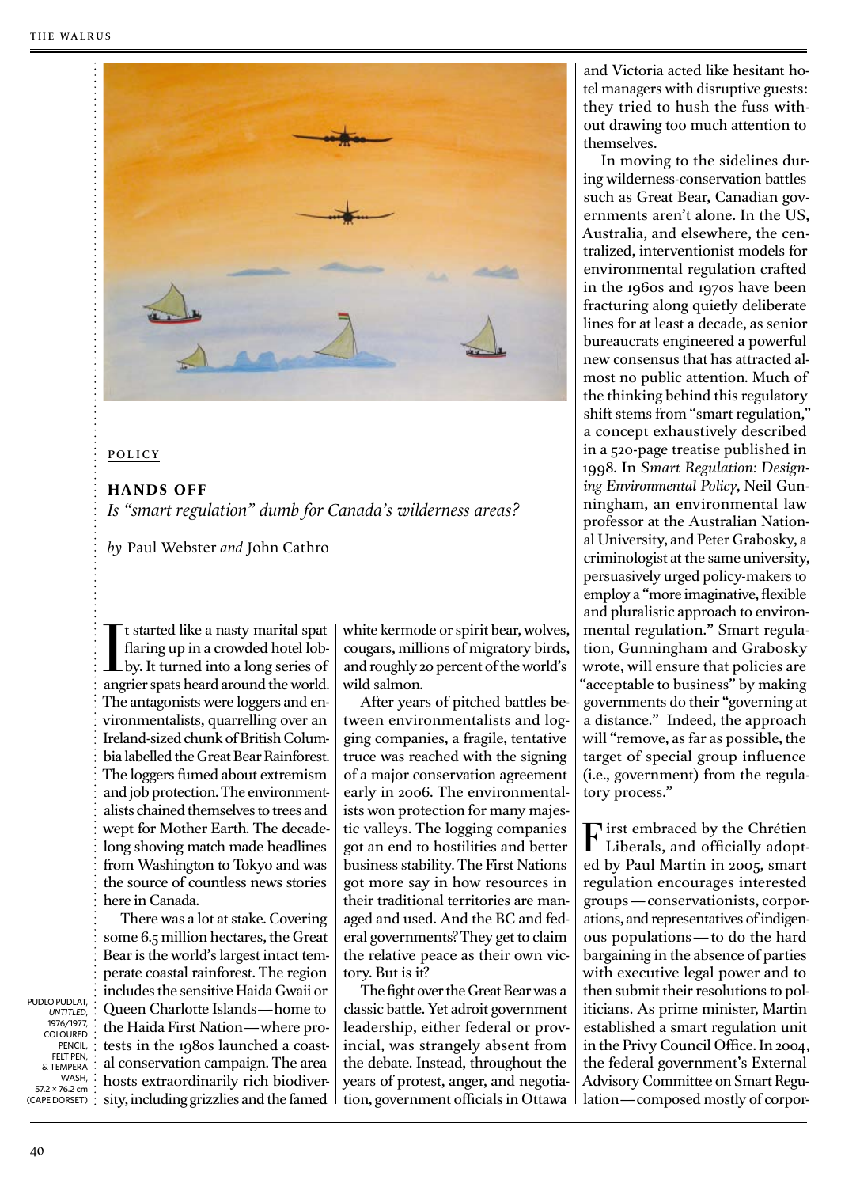POLICY

# HANDS OFF

*Is "smart regulation" dumb for Canada's wilderness areas?*

*by* Paul Webster *and* John Cathro

PUDLO PUDLAT, *UNTITLED*, 1976/1977, COLOURED PENCIL, FELT PEN, & TEMPERA WASH, 57.2 × 76.2 cm (CAPE DORSET)

It started like a nasty marital spat flaring up in a crowded hotel lobby. It turned into a long series of angrier spats heard around the world. The antagonists were loggers and environmentalists, quarrelling over an Ireland-sized chunk of British Columbia labelled the Great Bear Rainforest. The loggers fumed about extremism and job protection. The environmentalists chained themselves to trees and wept for Mother Earth. The decade-long shoving match made headlines from Washington to Tokyo and was the source of countless news stories here in Canada.

There was a lot at stake. Covering some 6.5 million hectares, the Great Bear is the world's largest intact temperate coastal rainforest. The region includes the sensitive Haida Gwaii or Queen Charlotte Islands—home to the Haida First Nation—where protests in the 1980s launched a coastal conservation campaign. The area hosts extraordinarily rich biodiversity, including grizzlies and the famed white kermode or spirit bear, wolves, cougars, millions of migratory birds, and roughly 20 percent of the world's wild salmon.

After years of pitched battles between environmentalists and logging companies, a fragile, tentative truce was reached with the signing of a major conservation agreement early in 2006. The environmentalists won protection for many majestic valleys. The logging companies got an end to hostilities and better business stability. The First Nations got more say in how resources in their traditional territories are managed and used. And the BC and federal governments? They get to claim the relative peace as their own victory. But is it?

The fight over the Great Bear was a classic battle. Yet adroit government leadership, either federal or provincial, was strangely absent from the debate. Instead, throughout the years of protest, anger, and negotiation, government officials in Ottawa and Victoria acted like hesitant hotel managers with disruptive guests: they tried to hush the fuss without drawing too much attention to themselves.

In moving to the sidelines during wilderness-conservation battles such as Great Bear, Canadian governments aren't alone. In the US, Australia, and elsewhere, the centralized, interventionist models for environmental regulation crafted in the 1960s and 1970s have been fracturing along quietly deliberate lines for at least a decade, as senior bureaucrats engineered a powerful new consensus that has attracted almost no public attention. Much of the thinking behind this regulatory shift stems from "smart regulation," a concept exhaustively described in a 520-page treatise published in 1998. In *Smart Regulation: Designing Environmental Policy*, Neil Gunningham, an environmental law professor at the Australian National University, and Peter Grabosky, a criminologist at the same university, persuasively urged policy-makers to employ a "more imaginative, flexible and pluralistic approach to environmental regulation." Smart regulation, Gunningham and Grabosky wrote, will ensure that policies are "acceptable to business" by making governments do their "governing at a distance." Indeed, the approach will "remove, as far as possible, the target of special group influence (i.e., government) from the regulatory process."

First embraced by the Chrétien Liberals, and officially adopted by Paul Martin in 2005, smart regulation encourages interested groups—conservationists, corporations, and representatives of indigenous populations—to do the hard bargaining in the absence of parties with executive legal power and to then submit their resolutions to politicians. As prime minister, Martin established a smart regulation unit in the Privy Council Office. In 2004, the federal government's External Advisory Committee on Smart Regulation—composed mostly of corpor-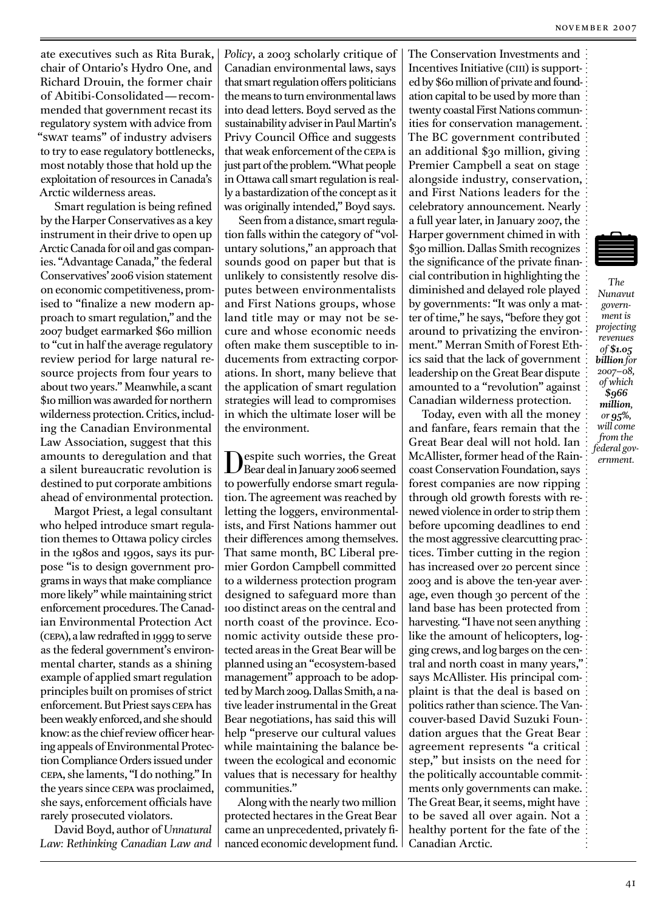ate executives such as Rita Burak, chair of Ontario's Hydro One, and Richard Drouin, the former chair of Abitibi-Consolidated—recommended that government recast its regulatory system with advice from "SWAT teams" of industry advisers to try to ease regulatory bottlenecks, most notably those that hold up the exploitation of resources in Canada's Arctic wilderness areas.

Smart regulation is being refined by the Harper Conservatives as a key instrument in their drive to open up Arctic Canada for oil and gas companies. "Advantage Canada," the federal Conservatives' 2006 vision statement on economic competitiveness, promised to "finalize a new modern approach to smart regulation," and the 2007 budget earmarked $60 million to "cut in half the average regulatory review period for large natural resource projects from four years to about two years." Meanwhile, a scant $10 million was awarded for northern wilderness protection. Critics, including the Canadian Environmental Law Association, suggest that this amounts to deregulation and that a silent bureaucratic revolution is destined to put corporate ambitions ahead of environmental protection.

Margot Priest, a legal consultant who helped introduce smart regulation themes to Ottawa policy circles in the 1980s and 1990s, says its purpose "is to design government programs in ways that make compliance more likely" while maintaining strict enforcement procedures. The Canadian Environmental Protection Act (CEPA), a law redrafted in 1999 to serve as the federal government's environmental charter, stands as a shining example of applied smart regulation principles built on promises of strict enforcement. But Priest says CEPA has been weakly enforced, and she should know: as the chief review officer hearing appeals of Environmental Protection Compliance Orders issued under CEPA, she laments, "I do nothing." In the years since CEPA was proclaimed, she says, enforcement officials have rarely prosecuted violators.

David Boyd, author of *Unnatural Law: Rethinking Canadian Law and Policy*, a 2003 scholarly critique of Canadian environmental laws, says that smart regulation offers politicians the means to turn environmental laws into dead letters. Boyd served as the sustainability adviser in Paul Martin's Privy Council Office and suggests that weak enforcement of the CEPA is just part of the problem. "What people in Ottawa call smart regulation is really a bastardization of the concept as it was originally intended," Boyd says.

Seen from a distance, smart regulation falls within the category of "voluntary solutions," an approach that sounds good on paper but that is unlikely to consistently resolve disputes between environmentalists and First Nations groups, whose land title may or may not be secure and whose economic needs often make them susceptible to inducements from extracting corporations. In short, many believe that the application of smart regulation strategies will lead to compromises in which the ultimate loser will be the environment.

Despite such worries, the Great Bear deal in January 2006 seemed to powerfully endorse smart regulation. The agreement was reached by letting the loggers, environmentalists, and First Nations hammer out their differences among themselves. That same month, BC Liberal premier Gordon Campbell committed to a wilderness protection program designed to safeguard more than 100 distinct areas on the central and north coast of the province. Economic activity outside these protected areas in the Great Bear will be planned using an "ecosystem-based management" approach to be adopted by March 2009. Dallas Smith, a native leader instrumental in the Great Bear negotiations, has said this will help "preserve our cultural values while maintaining the balance between the ecological and economic values that is necessary for healthy communities."

Along with the nearly two million protected hectares in the Great Bear came an unprecedented, privately financed economic development fund. The Conservation Investments and Incentives Initiative (CIII) is supported by $60 million of private and foundation capital to be used by more than twenty coastal First Nations communities for conservation management. The BC government contributed an additional $30 million, giving Premier Campbell a seat on stage alongside industry, conservation, and First Nations leaders for the celebratory announcement. Nearly a full year later, in January 2007, the Harper government chimed in with $30 million. Dallas Smith recognizes the significance of the private financial contribution in highlighting the diminished and delayed role played by governments: "It was only a matter of time," he says, "before they got around to privatizing the environment." Merran Smith of Forest Ethics said that the lack of government leadership on the Great Bear dispute amounted to a "revolution" against Canadian wilderness protection.

Today, even with all the money and fanfare, fears remain that the Great Bear deal will not hold. Ian McAllister, former head of the Raincoast Conservation Foundation, says forest companies are now ripping through old growth forests with renewed violence in order to strip them before upcoming deadlines to end the most aggressive clearcutting practices. Timber cutting in the region has increased over 20 percent since 2003 and is above the ten-year average, even though 30 percent of the land base has been protected from harvesting. "I have not seen anything like the amount of helicopters, logging crews, and log barges on the central and north coast in many years," says McAllister. His principal complaint is that the deal is based on politics rather than science. The Vancouver-based David Suzuki Foundation argues that the Great Bear agreement represents "a critical step," but insists on the need for the politically accountable commitments only governments can make. The Great Bear, it seems, might have to be saved all over again. Not a healthy portent for the fate of the Canadian Arctic.

*The Nunavut government is projecting revenues of **$1.05 billion** for 2007–08, of which **$966 million**, or **95%**, will come from the federal government.*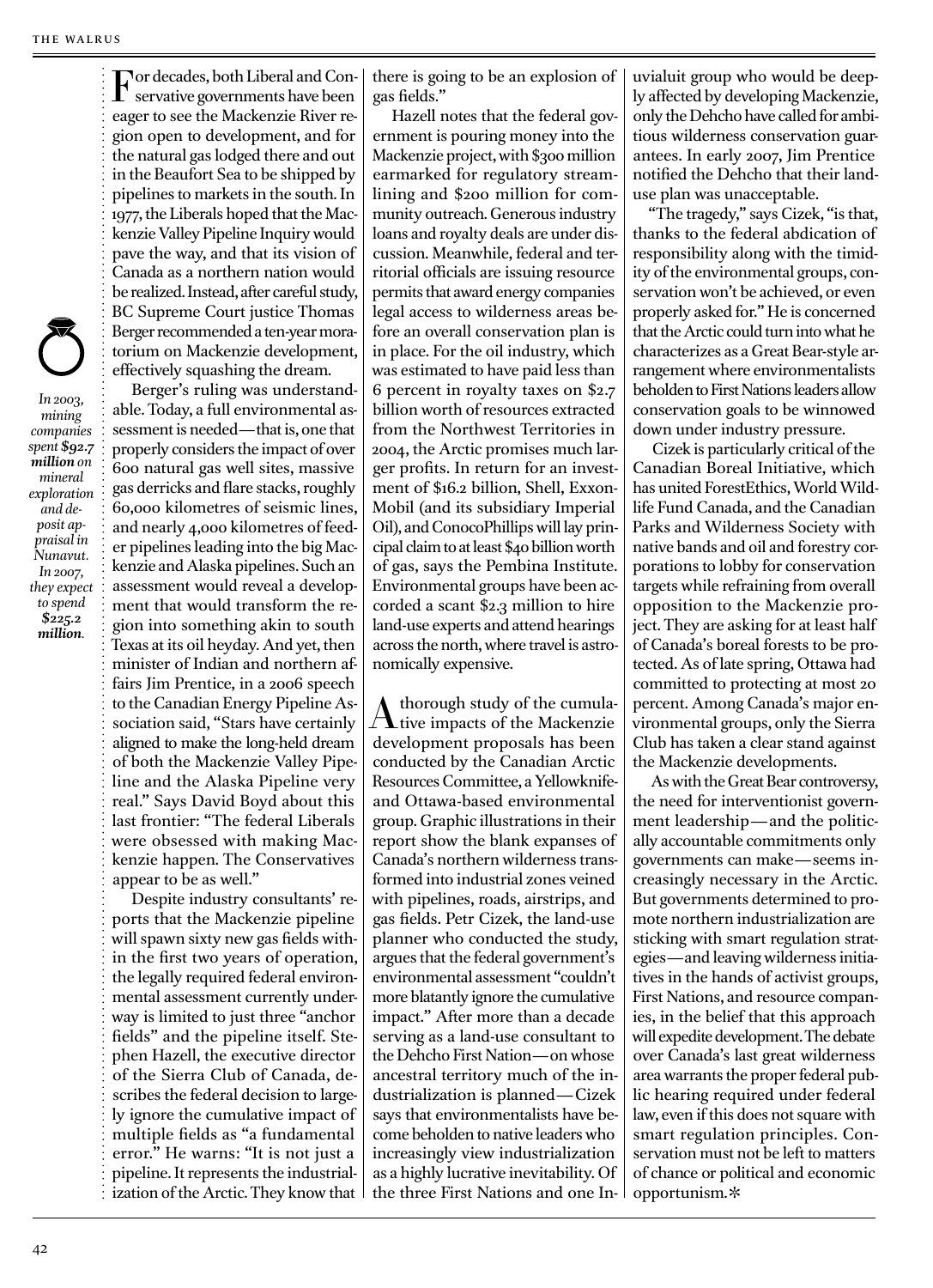*In 2003, mining companies spent **$92.7 million** on mineral exploration and deposit appraisal in Nunavut. In 2007, they expect to spend **$225.2 million**.*

For decades, both Liberal and Conservative governments have been eager to see the Mackenzie River region open to development, and for the natural gas lodged there and out in the Beaufort Sea to be shipped by pipelines to markets in the south. In 1977, the Liberals hoped that the Mackenzie Valley Pipeline Inquiry would pave the way, and that its vision of Canada as a northern nation would be realized. Instead, after careful study, BC Supreme Court justice Thomas Berger recommended a ten-year moratorium on Mackenzie development, effectively squashing the dream.

Berger's ruling was understandable. Today, a full environmental assessment is needed—that is, one that properly considers the impact of over 600 natural gas well sites, massive gas derricks and flare stacks, roughly 60,000 kilometres of seismic lines, and nearly 4,000 kilometres of feeder pipelines leading into the big Mackenzie and Alaska pipelines. Such an assessment would reveal a development that would transform the region into something akin to south Texas at its oil heyday. And yet, then minister of Indian and northern affairs Jim Prentice, in a 2006 speech to the Canadian Energy Pipeline Association said, "Stars have certainly aligned to make the long-held dream of both the Mackenzie Valley Pipeline and the Alaska Pipeline very real." Says David Boyd about this last frontier: "The federal Liberals were obsessed with making Mackenzie happen. The Conservatives appear to be as well."

Despite industry consultants' reports that the Mackenzie pipeline will spawn sixty new gas fields within the first two years of operation, the legally required federal environmental assessment currently underway is limited to just three "anchor fields" and the pipeline itself. Stephen Hazell, the executive director of the Sierra Club of Canada, describes the federal decision to largely ignore the cumulative impact of multiple fields as "a fundamental error." He warns: "It is not just a pipeline. It represents the industrialization of the Arctic. They know that there is going to be an explosion of gas fields."

Hazell notes that the federal government is pouring money into the Mackenzie project, with $300 million earmarked for regulatory streamlining and $200 million for community outreach. Generous industry loans and royalty deals are under discussion. Meanwhile, federal and territorial officials are issuing resource permits that award energy companies legal access to wilderness areas before an overall conservation plan is in place. For the oil industry, which was estimated to have paid less than 6 percent in royalty taxes on $2.7 billion worth of resources extracted from the Northwest Territories in 2004, the Arctic promises much larger profits. In return for an investment of $16.2 billion, Shell, ExxonMobil (and its subsidiary Imperial Oil), and ConocoPhillips will lay principal claim to at least $40 billion worth of gas, says the Pembina Institute. Environmental groups have been accorded a scant $2.3 million to hire land-use experts and attend hearings across the north, where travel is astronomically expensive.

A thorough study of the cumulative impacts of the Mackenzie development proposals has been conducted by the Canadian Arctic Resources Committee, a Yellowknife- and Ottawa-based environmental group. Graphic illustrations in their report show the blank expanses of Canada's northern wilderness transformed into industrial zones veined with pipelines, roads, airstrips, and gas fields. Petr Cizek, the land-use planner who conducted the study, argues that the federal government's environmental assessment "couldn't more blatantly ignore the cumulative impact." After more than a decade serving as a land-use consultant to the Dehcho First Nation—on whose ancestral territory much of the industrialization is planned—Cizek says that environmentalists have become beholden to native leaders who increasingly view industrialization as a highly lucrative inevitability. Of the three First Nations and one Inuvialuit group who would be deeply affected by developing Mackenzie, only the Dehcho have called for ambitious wilderness conservation guarantees. In early 2007, Jim Prentice notified the Dehcho that their land-use plan was unacceptable.

"The tragedy," says Cizek, "is that, thanks to the federal abdication of responsibility along with the timidity of the environmental groups, conservation won't be achieved, or even properly asked for." He is concerned that the Arctic could turn into what he characterizes as a Great Bear-style arrangement where environmentalists beholden to First Nations leaders allow conservation goals to be winnowed down under industry pressure.

Cizek is particularly critical of the Canadian Boreal Initiative, which has united ForestEthics, World Wildlife Fund Canada, and the Canadian Parks and Wilderness Society with native bands and oil and forestry corporations to lobby for conservation targets while refraining from overall opposition to the Mackenzie project. They are asking for at least half of Canada's boreal forests to be protected. As of late spring, Ottawa had committed to protecting at most 20 percent. Among Canada's major environmental groups, only the Sierra Club has taken a clear stand against the Mackenzie developments.

As with the Great Bear controversy, the need for interventionist government leadership—and the politically accountable commitments only governments can make—seems increasingly necessary in the Arctic. But governments determined to promote northern industrialization are sticking with smart regulation strategies—and leaving wilderness initiatives in the hands of activist groups, First Nations, and resource companies, in the belief that this approach will expedite development. The debate over Canada's last great wilderness area warrants the proper federal public hearing required under federal law, even if this does not square with smart regulation principles. Conservation must not be left to matters of chance or political and economic opportunism.✻